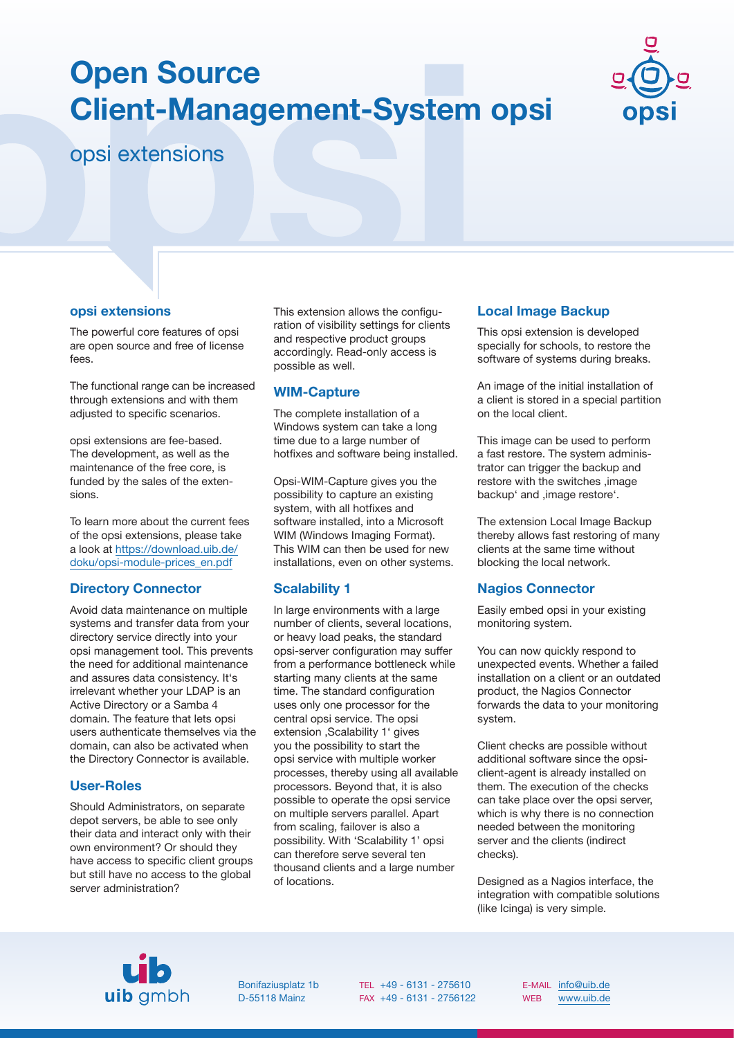# Open Source Client-Management-System opsi

## opsi extensions

### opsi extensions

The powerful core features of opsi are open source and free of license fees.

The functional range can be increased through extensions and with them adjusted to specific scenarios.

opsi extensions are fee-based. The development, as well as the maintenance of the free core, is funded by the sales of the extensions.

To learn more about the current fees of the opsi extensions, please take a look at https://download.uib.de/doku/opsi-module-prices_en.pdf

### Directory Connector

Avoid data maintenance on multiple systems and transfer data from your directory service directly into your opsi management tool. This prevents the need for additional maintenance and assures data consistency. It's irrelevant whether your LDAP is an Active Directory or a Samba 4 domain. The feature that lets opsi users authenticate themselves via the domain, can also be activated when the Directory Connector is available.

### User-Roles

Should Administrators, on separate depot servers, be able to see only their data and interact only with their own environment? Or should they have access to specific client groups but still have no access to the global server administration?

This extension allows the configuration of visibility settings for clients and respective product groups accordingly. Read-only access is possible as well.

### WIM-Capture

The complete installation of a Windows system can take a long time due to a large number of hotfixes and software being installed.

Opsi-WIM-Capture gives you the possibility to capture an existing system, with all hotfixes and software installed, into a Microsoft WIM (Windows Imaging Format). This WIM can then be used for new installations, even on other systems.

### Scalability 1

In large environments with a large number of clients, several locations, or heavy load peaks, the standard opsi-server configuration may suffer from a performance bottleneck while starting many clients at the same time. The standard configuration uses only one processor for the central opsi service. The opsi extension ‚Scalability 1' gives you the possibility to start the opsi service with multiple worker processes, thereby using all available processors. Beyond that, it is also possible to operate the opsi service on multiple servers parallel. Apart from scaling, failover is also a possibility. With 'Scalability 1' opsi can therefore serve several ten thousand clients and a large number of locations.

### Local Image Backup

This opsi extension is developed specially for schools, to restore the software of systems during breaks.

An image of the initial installation of a client is stored in a special partition on the local client.

This image can be used to perform a fast restore. The system administrator can trigger the backup and restore with the switches ‚image backup' and ‚image restore'.

The extension Local Image Backup thereby allows fast restoring of many clients at the same time without blocking the local network.

### Nagios Connector

Easily embed opsi in your existing monitoring system.

You can now quickly respond to unexpected events. Whether a failed installation on a client or an outdated product, the Nagios Connector forwards the data to your monitoring system.

Client checks are possible without additional software since the opsi-client-agent is already installed on them. The execution of the checks can take place over the opsi server, which is why there is no connection needed between the monitoring server and the clients (indirect checks).

Designed as a Nagios interface, the integration with compatible solutions (like Icinga) is very simple.

uib gmbh
Bonifaziusplatz 1b
D-55118 Mainz

TEL +49 - 6131 - 275610
FAX +49 - 6131 - 2756122

E-MAIL info@uib.de
WEB www.uib.de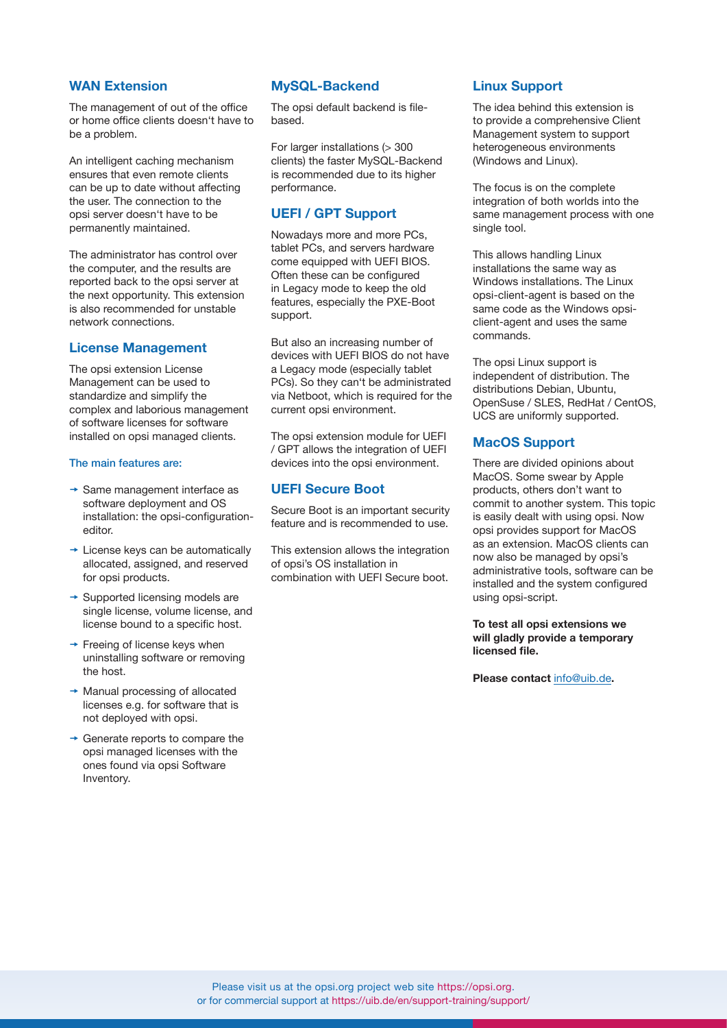## WAN Extension

The management of out of the office or home office clients doesn't have to be a problem.

An intelligent caching mechanism ensures that even remote clients can be up to date without affecting the user. The connection to the opsi server doesn't have to be permanently maintained.

The administrator has control over the computer, and the results are reported back to the opsi server at the next opportunity. This extension is also recommended for unstable network connections.

## License Management

The opsi extension License Management can be used to standardize and simplify the complex and laborious management of software licenses for software installed on opsi managed clients.

### The main features are:

- Same management interface as software deployment and OS installation: the opsi-configuration-editor.
- License keys can be automatically allocated, assigned, and reserved for opsi products.
- Supported licensing models are single license, volume license, and license bound to a specific host.
- Freeing of license keys when uninstalling software or removing the host.
- Manual processing of allocated licenses e.g. for software that is not deployed with opsi.
- Generate reports to compare the opsi managed licenses with the ones found via opsi Software Inventory.

## MySQL-Backend

The opsi default backend is file-based.

For larger installations (> 300 clients) the faster MySQL-Backend is recommended due to its higher performance.

## UEFI / GPT Support

Nowadays more and more PCs, tablet PCs, and servers hardware come equipped with UEFI BIOS. Often these can be configured in Legacy mode to keep the old features, especially the PXE-Boot support.

But also an increasing number of devices with UEFI BIOS do not have a Legacy mode (especially tablet PCs). So they can't be administrated via Netboot, which is required for the current opsi environment.

The opsi extension module for UEFI / GPT allows the integration of UEFI devices into the opsi environment.

## UEFI Secure Boot

Secure Boot is an important security feature and is recommended to use.

This extension allows the integration of opsi's OS installation in combination with UEFI Secure boot.

## Linux Support

The idea behind this extension is to provide a comprehensive Client Management system to support heterogeneous environments (Windows and Linux).

The focus is on the complete integration of both worlds into the same management process with one single tool.

This allows handling Linux installations the same way as Windows installations. The Linux opsi-client-agent is based on the same code as the Windows opsi-client-agent and uses the same commands.

The opsi Linux support is independent of distribution. The distributions Debian, Ubuntu, OpenSuse / SLES, RedHat / CentOS, UCS are uniformly supported.

## MacOS Support

There are divided opinions about MacOS. Some swear by Apple products, others don't want to commit to another system. This topic is easily dealt with using opsi. Now opsi provides support for MacOS as an extension. MacOS clients can now also be managed by opsi's administrative tools, software can be installed and the system configured using opsi-script.

**To test all opsi extensions we will gladly provide a temporary licensed file.**

**Please contact** info@uib.de**.**

Please visit us at the opsi.org project web site https://opsi.org.
or for commercial support at https://uib.de/en/support-training/support/